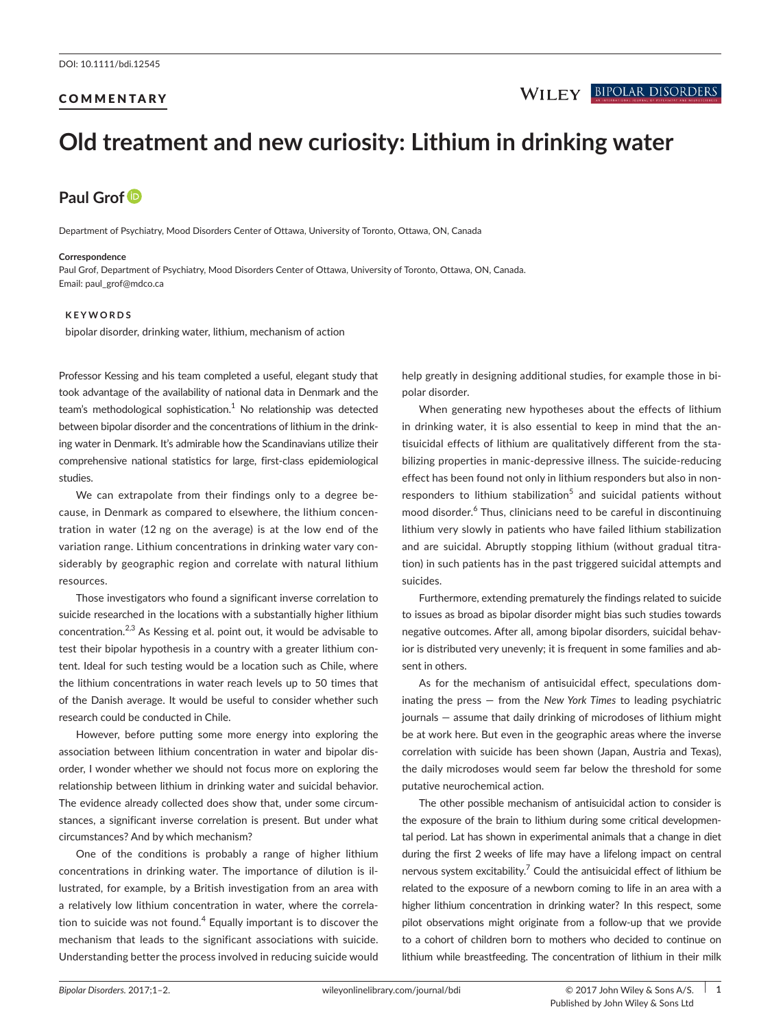DOI: 10.1111/bdi.12545

COMMENTARY

# Old treatment and new curiosity: Lithium in drinking water

## Paul Grof

Department of Psychiatry, Mood Disorders Center of Ottawa, University of Toronto, Ottawa, ON, Canada

**Correspondence**
Paul Grof, Department of Psychiatry, Mood Disorders Center of Ottawa, University of Toronto, Ottawa, ON, Canada.
Email: paul_grof@mdco.ca

**KEYWORDS**
bipolar disorder, drinking water, lithium, mechanism of action

Professor Kessing and his team completed a useful, elegant study that took advantage of the availability of national data in Denmark and the team's methodological sophistication.[1] No relationship was detected between bipolar disorder and the concentrations of lithium in the drinking water in Denmark. It's admirable how the Scandinavians utilize their comprehensive national statistics for large, first-class epidemiological studies.

We can extrapolate from their findings only to a degree because, in Denmark as compared to elsewhere, the lithium concentration in water (12 ng on the average) is at the low end of the variation range. Lithium concentrations in drinking water vary considerably by geographic region and correlate with natural lithium resources.

Those investigators who found a significant inverse correlation to suicide researched in the locations with a substantially higher lithium concentration.[2,3] As Kessing et al. point out, it would be advisable to test their bipolar hypothesis in a country with a greater lithium content. Ideal for such testing would be a location such as Chile, where the lithium concentrations in water reach levels up to 50 times that of the Danish average. It would be useful to consider whether such research could be conducted in Chile.

However, before putting some more energy into exploring the association between lithium concentration in water and bipolar disorder, I wonder whether we should not focus more on exploring the relationship between lithium in drinking water and suicidal behavior. The evidence already collected does show that, under some circumstances, a significant inverse correlation is present. But under what circumstances? And by which mechanism?

One of the conditions is probably a range of higher lithium concentrations in drinking water. The importance of dilution is illustrated, for example, by a British investigation from an area with a relatively low lithium concentration in water, where the correlation to suicide was not found.[4] Equally important is to discover the mechanism that leads to the significant associations with suicide. Understanding better the process involved in reducing suicide would help greatly in designing additional studies, for example those in bipolar disorder.

When generating new hypotheses about the effects of lithium in drinking water, it is also essential to keep in mind that the antisuicidal effects of lithium are qualitatively different from the stabilizing properties in manic-depressive illness. The suicide-reducing effect has been found not only in lithium responders but also in nonresponders to lithium stabilization[5] and suicidal patients without mood disorder.[6] Thus, clinicians need to be careful in discontinuing lithium very slowly in patients who have failed lithium stabilization and are suicidal. Abruptly stopping lithium (without gradual titration) in such patients has in the past triggered suicidal attempts and suicides.

Furthermore, extending prematurely the findings related to suicide to issues as broad as bipolar disorder might bias such studies towards negative outcomes. After all, among bipolar disorders, suicidal behavior is distributed very unevenly; it is frequent in some families and absent in others.

As for the mechanism of antisuicidal effect, speculations dominating the press — from the *New York Times* to leading psychiatric journals — assume that daily drinking of microdoses of lithium might be at work here. But even in the geographic areas where the inverse correlation with suicide has been shown (Japan, Austria and Texas), the daily microdoses would seem far below the threshold for some putative neurochemical action.

The other possible mechanism of antisuicidal action to consider is the exposure of the brain to lithium during some critical developmental period. Lat has shown in experimental animals that a change in diet during the first 2 weeks of life may have a lifelong impact on central nervous system excitability.[7] Could the antisuicidal effect of lithium be related to the exposure of a newborn coming to life in an area with a higher lithium concentration in drinking water? In this respect, some pilot observations might originate from a follow-up that we provide to a cohort of children born to mothers who decided to continue on lithium while breastfeeding. The concentration of lithium in their milk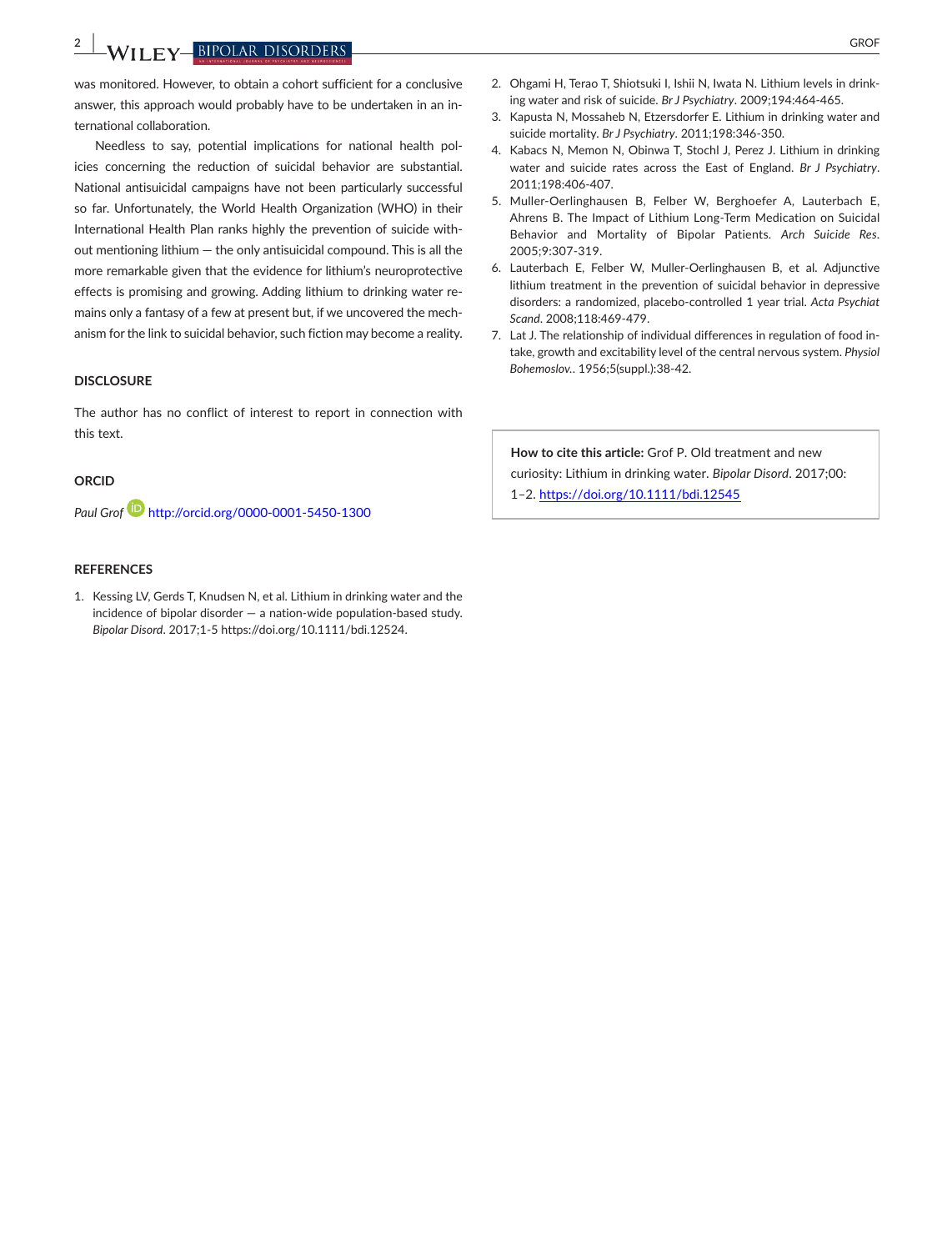was monitored. However, to obtain a cohort sufficient for a conclusive answer, this approach would probably have to be undertaken in an international collaboration.

Needless to say, potential implications for national health policies concerning the reduction of suicidal behavior are substantial. National antisuicidal campaigns have not been particularly successful so far. Unfortunately, the World Health Organization (WHO) in their International Health Plan ranks highly the prevention of suicide without mentioning lithium — the only antisuicidal compound. This is all the more remarkable given that the evidence for lithium's neuroprotective effects is promising and growing. Adding lithium to drinking water remains only a fantasy of a few at present but, if we uncovered the mechanism for the link to suicidal behavior, such fiction may become a reality.

### DISCLOSURE

The author has no conflict of interest to report in connection with this text.

### ORCID

*Paul Grof* http://orcid.org/0000-0001-5450-1300

### REFERENCES

1. Kessing LV, Gerds T, Knudsen N, et al. Lithium in drinking water and the incidence of bipolar disorder — a nation-wide population-based study. *Bipolar Disord*. 2017;1-5 https://doi.org/10.1111/bdi.12524.
2. Ohgami H, Terao T, Shiotsuki I, Ishii N, Iwata N. Lithium levels in drinking water and risk of suicide. *Br J Psychiatry*. 2009;194:464-465.
3. Kapusta N, Mossaheb N, Etzersdorfer E. Lithium in drinking water and suicide mortality. *Br J Psychiatry*. 2011;198:346-350.
4. Kabacs N, Memon N, Obinwa T, Stochl J, Perez J. Lithium in drinking water and suicide rates across the East of England. *Br J Psychiatry*. 2011;198:406-407.
5. Muller-Oerlinghausen B, Felber W, Berghoefer A, Lauterbach E, Ahrens B. The Impact of Lithium Long-Term Medication on Suicidal Behavior and Mortality of Bipolar Patients. *Arch Suicide Res*. 2005;9:307-319.
6. Lauterbach E, Felber W, Muller-Oerlinghausen B, et al. Adjunctive lithium treatment in the prevention of suicidal behavior in depressive disorders: a randomized, placebo-controlled 1 year trial. *Acta Psychiat Scand*. 2008;118:469-479.
7. Lat J. The relationship of individual differences in regulation of food intake, growth and excitability level of the central nervous system. *Physiol Bohemoslov.*. 1956;5(suppl.):38-42.

**How to cite this article:** Grof P. Old treatment and new curiosity: Lithium in drinking water. *Bipolar Disord*. 2017;00:1–2. https://doi.org/10.1111/bdi.12545